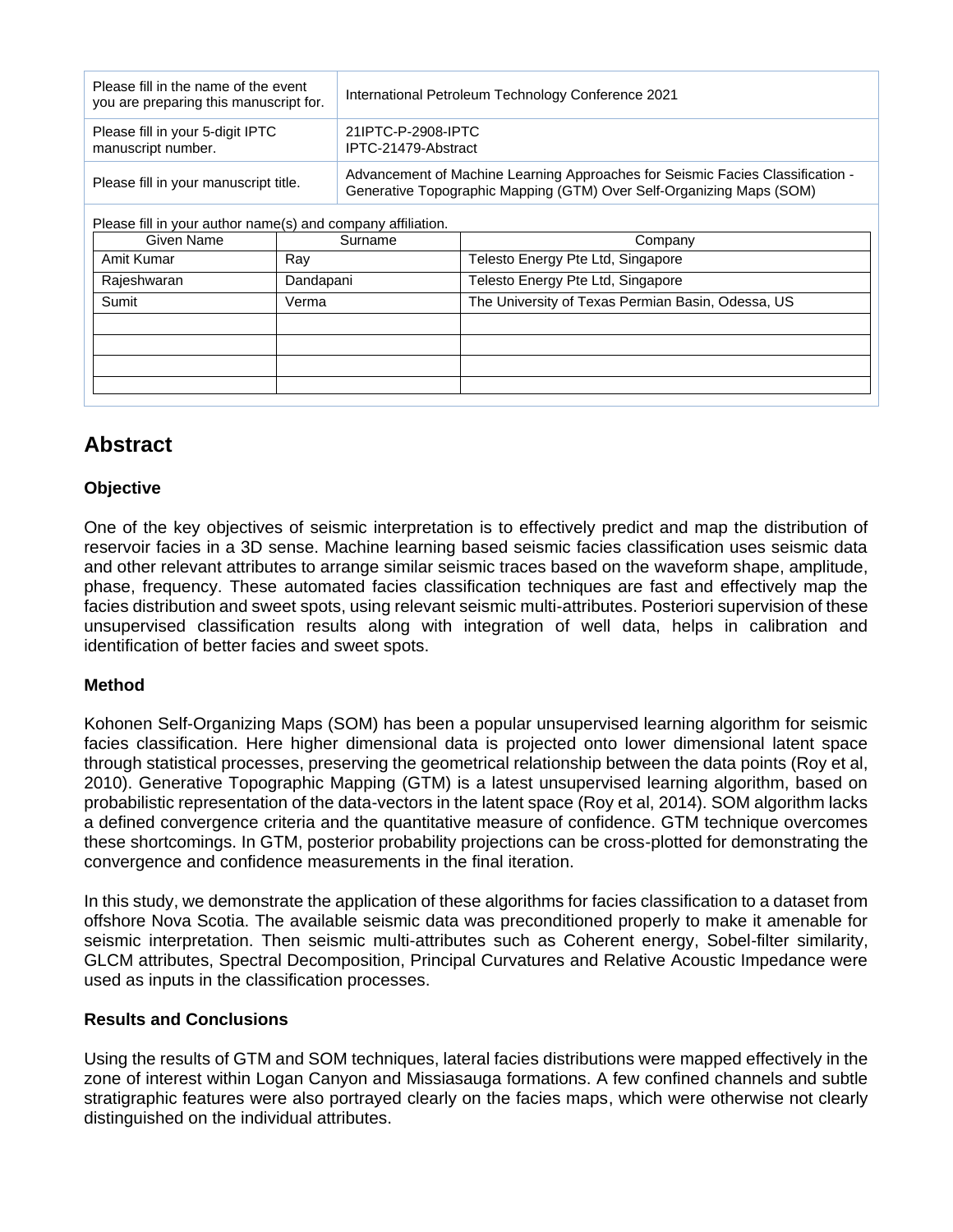| Please fill in the name of the event you are preparing this manuscript for. | International Petroleum Technology Conference 2021 |
| --- | --- |
| Please fill in your 5-digit IPTC manuscript number. | 21IPTC-P-2908-IPTC<br>IPTC-21479-Abstract |
| Please fill in your manuscript title. | Advancement of Machine Learning Approaches for Seismic Facies Classification - Generative Topographic Mapping (GTM) Over Self-Organizing Maps (SOM) |

Please fill in your author name(s) and company affiliation.

| Given Name | Surname | Company |
| --- | --- | --- |
| Amit Kumar | Ray | Telesto Energy Pte Ltd, Singapore |
| Rajeshwaran | Dandapani | Telesto Energy Pte Ltd, Singapore |
| Sumit | Verma | The University of Texas Permian Basin, Odessa, US |
| | | |
| | | |
| | | |
| | | |

## Abstract

### Objective

One of the key objectives of seismic interpretation is to effectively predict and map the distribution of reservoir facies in a 3D sense. Machine learning based seismic facies classification uses seismic data and other relevant attributes to arrange similar seismic traces based on the waveform shape, amplitude, phase, frequency. These automated facies classification techniques are fast and effectively map the facies distribution and sweet spots, using relevant seismic multi-attributes. Posteriori supervision of these unsupervised classification results along with integration of well data, helps in calibration and identification of better facies and sweet spots.

### Method

Kohonen Self-Organizing Maps (SOM) has been a popular unsupervised learning algorithm for seismic facies classification. Here higher dimensional data is projected onto lower dimensional latent space through statistical processes, preserving the geometrical relationship between the data points (Roy et al, 2010). Generative Topographic Mapping (GTM) is a latest unsupervised learning algorithm, based on probabilistic representation of the data-vectors in the latent space (Roy et al, 2014). SOM algorithm lacks a defined convergence criteria and the quantitative measure of confidence. GTM technique overcomes these shortcomings. In GTM, posterior probability projections can be cross-plotted for demonstrating the convergence and confidence measurements in the final iteration.

In this study, we demonstrate the application of these algorithms for facies classification to a dataset from offshore Nova Scotia. The available seismic data was preconditioned properly to make it amenable for seismic interpretation. Then seismic multi-attributes such as Coherent energy, Sobel-filter similarity, GLCM attributes, Spectral Decomposition, Principal Curvatures and Relative Acoustic Impedance were used as inputs in the classification processes.

### Results and Conclusions

Using the results of GTM and SOM techniques, lateral facies distributions were mapped effectively in the zone of interest within Logan Canyon and Missiasauga formations. A few confined channels and subtle stratigraphic features were also portrayed clearly on the facies maps, which were otherwise not clearly distinguished on the individual attributes.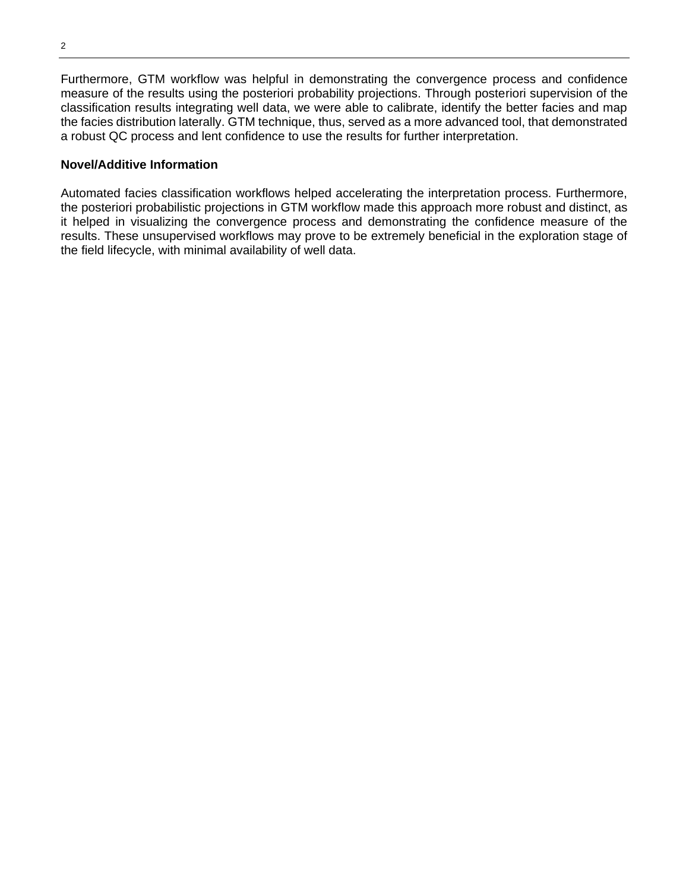Furthermore, GTM workflow was helpful in demonstrating the convergence process and confidence measure of the results using the posteriori probability projections. Through posteriori supervision of the classification results integrating well data, we were able to calibrate, identify the better facies and map the facies distribution laterally. GTM technique, thus, served as a more advanced tool, that demonstrated a robust QC process and lent confidence to use the results for further interpretation.

**Novel/Additive Information**

Automated facies classification workflows helped accelerating the interpretation process. Furthermore, the posteriori probabilistic projections in GTM workflow made this approach more robust and distinct, as it helped in visualizing the convergence process and demonstrating the confidence measure of the results. These unsupervised workflows may prove to be extremely beneficial in the exploration stage of the field lifecycle, with minimal availability of well data.